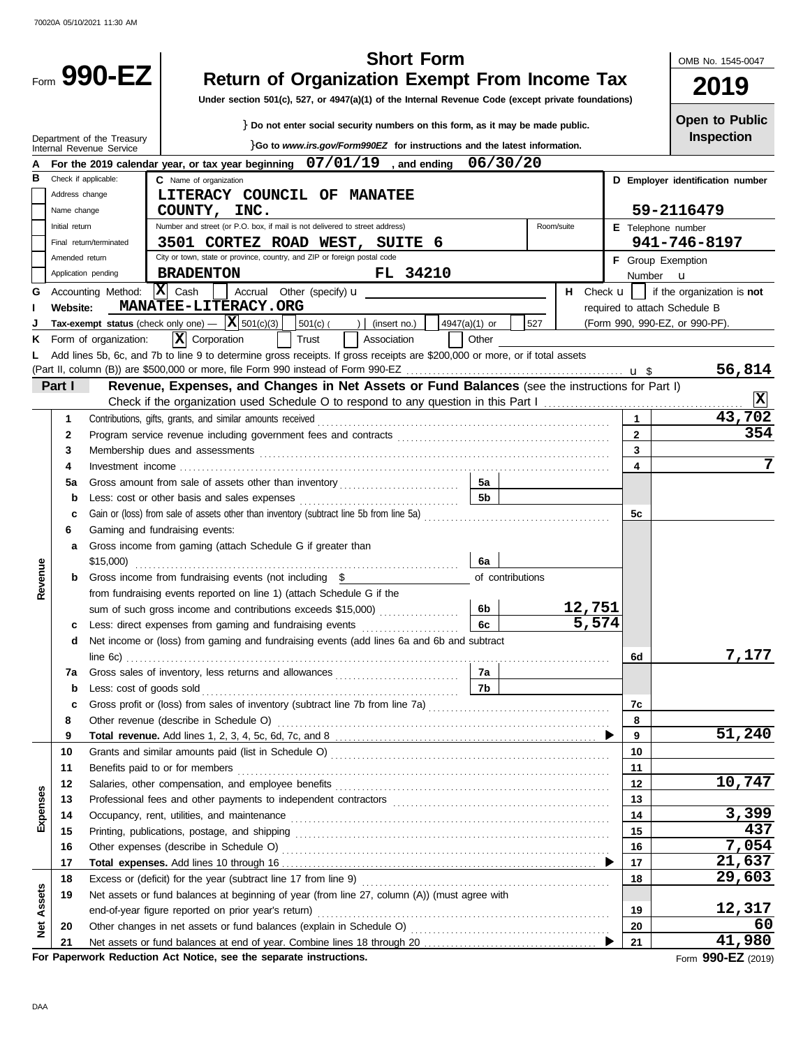70020A 05/10/2021 11:30 AM

# Form 990-EZ

## Short Form
## Return of Organization Exempt From Income Tax

**Under section 501(c), 527, or 4947(a)(1) of the Internal Revenue Code (except private foundations)**

} Do not enter social security numbers on this form, as it may be made public.

}Go to *www.irs.gov/Form990EZ* for instructions and the latest information.

Department of the Treasury
Internal Revenue Service

OMB No. 1545-0047

**2019**

**Open to Public Inspection**

**A** For the 2019 calendar year, or tax year beginning **07/01/19** , and ending **06/30/20**

**B** Check if applicable:
- Address change
- Name change
- Initial return
- Final return/terminated
- Amended return
- Application pending

**C** Name of organization: **LITERACY COUNCIL OF MANATEE COUNTY, INC.**

Number and street (or P.O. box, if mail is not delivered to street address): **3501 CORTEZ ROAD WEST, SUITE 6**

City or town, state or province, country, and ZIP or foreign postal code: **BRADENTON FL 34210**

**D** Employer identification number: **59-2116479**

**E** Telephone number: **941-746-8197**

**F** Group Exemption Number u

**G** Accounting Method: [X] Cash [ ] Accrual Other (specify) u

**H** Check u [ ] if the organization is **not** required to attach Schedule B (Form 990, 990-EZ, or 990-PF).

**I** Website: **MANATEE-LITERACY.ORG**

**J** Tax-exempt status (check only one) — [X] 501(c)(3) [ ] 501(c) ( ) (insert no.) [ ] 4947(a)(1) or [ ] 527

**K** Form of organization: [X] Corporation [ ] Trust [ ] Association [ ] Other

**L** Add lines 5b, 6c, and 7b to line 9 to determine gross receipts. If gross receipts are $200,000 or more, or if total assets (Part II, column (B)) are $500,000 or more, file Form 990 instead of Form 990-EZ u $ **56,814**

## Part I — Revenue, Expenses, and Changes in Net Assets or Fund Balances (see the instructions for Part I)

Check if the organization used Schedule O to respond to any question in this Part I [X]

| Section | Line | Description | Sub-line | Sub-amount | Line | Amount |
|---|---|---|---|---|---|---|
| Revenue | 1 | Contributions, gifts, grants, and similar amounts received | | | 1 | 43,702 |
| | 2 | Program service revenue including government fees and contracts | | | 2 | 354 |
| | 3 | Membership dues and assessments | | | 3 | |
| | 4 | Investment income | | | 4 | 7 |
| | 5a | Gross amount from sale of assets other than inventory | 5a | | | |
| | b | Less: cost or other basis and sales expenses | 5b | | | |
| | c | Gain or (loss) from sale of assets other than inventory (subtract line 5b from line 5a) | | | 5c | |
| | 6 | Gaming and fundraising events: | | | | |
| | a | Gross income from gaming (attach Schedule G if greater than $15,000) | 6a | | | |
| | b | Gross income from fundraising events (not including $ of contributions from fundraising events reported on line 1) (attach Schedule G if the sum of such gross income and contributions exceeds $15,000) | 6b | 12,751 | | |
| | c | Less: direct expenses from gaming and fundraising events | 6c | 5,574 | | |
| | d | Net income or (loss) from gaming and fundraising events (add lines 6a and 6b and subtract line 6c) | | | 6d | 7,177 |
| | 7a | Gross sales of inventory, less returns and allowances | 7a | | | |
| | b | Less: cost of goods sold | 7b | | | |
| | c | Gross profit or (loss) from sales of inventory (subtract line 7b from line 7a) | | | 7c | |
| | 8 | Other revenue (describe in Schedule O) | | | 8 | |
| | 9 | **Total revenue.** Add lines 1, 2, 3, 4, 5c, 6d, 7c, and 8 | | | 9 | 51,240 |
| Expenses | 10 | Grants and similar amounts paid (list in Schedule O) | | | 10 | |
| | 11 | Benefits paid to or for members | | | 11 | |
| | 12 | Salaries, other compensation, and employee benefits | | | 12 | 10,747 |
| | 13 | Professional fees and other payments to independent contractors | | | 13 | |
| | 14 | Occupancy, rent, utilities, and maintenance | | | 14 | 3,399 |
| | 15 | Printing, publications, postage, and shipping | | | 15 | 437 |
| | 16 | Other expenses (describe in Schedule O) | | | 16 | 7,054 |
| | 17 | **Total expenses.** Add lines 10 through 16 | | | 17 | 21,637 |
| Net Assets | 18 | Excess or (deficit) for the year (subtract line 17 from line 9) | | | 18 | 29,603 |
| | 19 | Net assets or fund balances at beginning of year (from line 27, column (A)) (must agree with end-of-year figure reported on prior year's return) | | | 19 | 12,317 |
| | 20 | Other changes in net assets or fund balances (explain in Schedule O) | | | 20 | 60 |
| | 21 | Net assets or fund balances at end of year. Combine lines 18 through 20 | | | 21 | 41,980 |

**For Paperwork Reduction Act Notice, see the separate instructions.**

Form **990-EZ** (2019)

DAA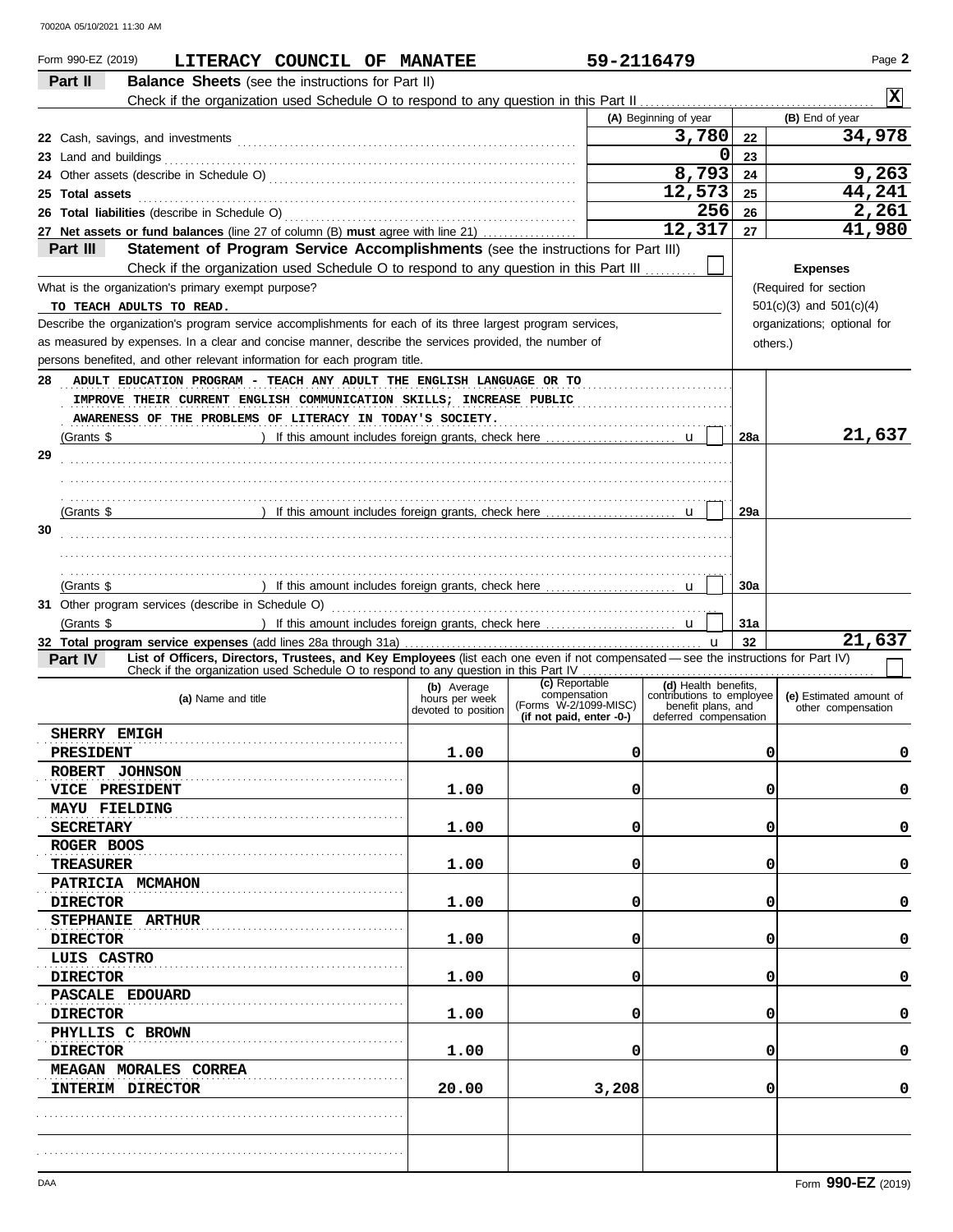Form 990-EZ (2019) **LITERACY COUNCIL OF MANATEE** **59-2116479** Page **2**

## Part II Balance Sheets (see the instructions for Part II)

Check if the organization used Schedule O to respond to any question in this Part II . . . . . . . . . . [X]

| | (A) Beginning of year | | (B) End of year |
|---|---|---|---|
| **22** Cash, savings, and investments | 3,780 | 22 | 34,978 |
| **23** Land and buildings | 0 | 23 | |
| **24** Other assets (describe in Schedule O) | 8,793 | 24 | 9,263 |
| **25 Total assets** | 12,573 | 25 | 44,241 |
| **26 Total liabilities** (describe in Schedule O) | 256 | 26 | 2,261 |
| **27 Net assets or fund balances** (line 27 of column (B) **must** agree with line 21) | 12,317 | 27 | 41,980 |

## Part III Statement of Program Service Accomplishments (see the instructions for Part III)

Check if the organization used Schedule O to respond to any question in this Part III . . . . . . [ ]

What is the organization's primary exempt purpose?

TO TEACH ADULTS TO READ.

Describe the organization's program service accomplishments for each of its three largest program services, as measured by expenses. In a clear and concise manner, describe the services provided, the number of persons benefited, and other relevant information for each program title.

**Expenses** (Required for section 501(c)(3) and 501(c)(4) organizations; optional for others.)

| | | | Expenses |
|---|---|---|---|
| **28** ADULT EDUCATION PROGRAM - TEACH ANY ADULT THE ENGLISH LANGUAGE OR TO IMPROVE THEIR CURRENT ENGLISH COMMUNICATION SKILLS; INCREASE PUBLIC AWARENESS OF THE PROBLEMS OF LITERACY IN TODAY'S SOCIETY. | | | |
| (Grants $ ) If this amount includes foreign grants, check here . . . . [ ] | | 28a | 21,637 |
| **29** | | | |
| (Grants $ ) If this amount includes foreign grants, check here . . . . [ ] | | 29a | |
| **30** | | | |
| (Grants $ ) If this amount includes foreign grants, check here . . . . [ ] | | 30a | |
| **31** Other program services (describe in Schedule O) | | | |
| (Grants $ ) If this amount includes foreign grants, check here . . . . [ ] | | 31a | |
| **32 Total program service expenses** (add lines 28a through 31a) | | 32 | 21,637 |

## Part IV List of Officers, Directors, Trustees, and Key Employees (list each one even if not compensated — see the instructions for Part IV)

Check if the organization used Schedule O to respond to any question in this Part IV . . . . [ ]

| (a) Name and title | (b) Average hours per week devoted to position | (c) Reportable compensation (Forms W-2/1099-MISC) (if not paid, enter -0-) | (d) Health benefits, contributions to employee benefit plans, and deferred compensation | (e) Estimated amount of other compensation |
|---|---|---|---|---|
| SHERRY EMIGH<br>PRESIDENT | 1.00 | 0 | 0 | 0 |
| ROBERT JOHNSON<br>VICE PRESIDENT | 1.00 | 0 | 0 | 0 |
| MAYU FIELDING<br>SECRETARY | 1.00 | 0 | 0 | 0 |
| ROGER BOOS<br>TREASURER | 1.00 | 0 | 0 | 0 |
| PATRICIA MCMAHON<br>DIRECTOR | 1.00 | 0 | 0 | 0 |
| STEPHANIE ARTHUR<br>DIRECTOR | 1.00 | 0 | 0 | 0 |
| LUIS CASTRO<br>DIRECTOR | 1.00 | 0 | 0 | 0 |
| PASCALE EDOUARD<br>DIRECTOR | 1.00 | 0 | 0 | 0 |
| PHYLLIS C BROWN<br>DIRECTOR | 1.00 | 0 | 0 | 0 |
| MEAGAN MORALES CORREA<br>INTERIM DIRECTOR | 20.00 | 3,208 | 0 | 0 |
| | | | | |
| | | | | |

Form **990-EZ** (2019)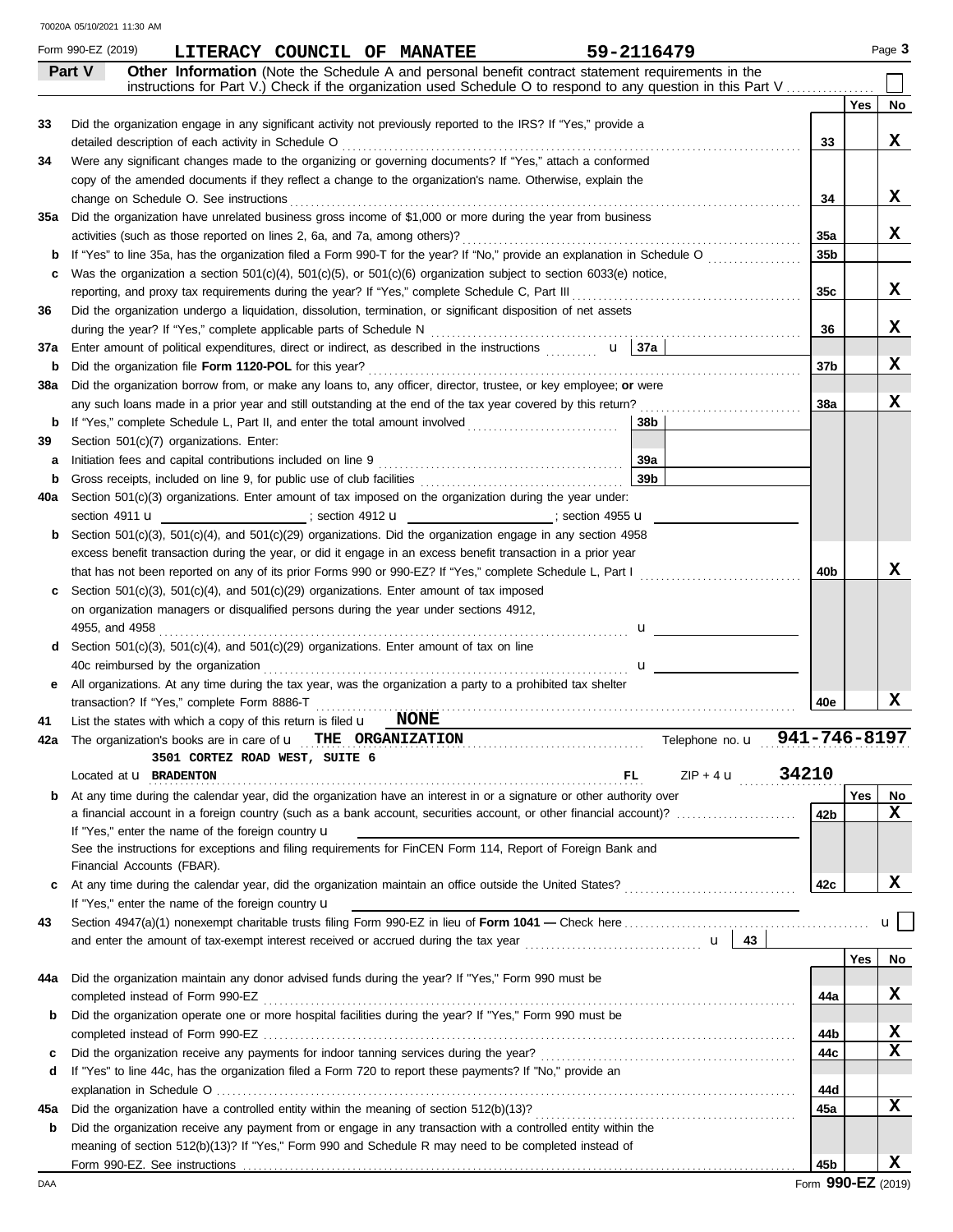Form 990-EZ (2019) **LITERACY COUNCIL OF MANATEE** **59-2116479** Page **3**

## Part V — Other Information

(Note the Schedule A and personal benefit contract statement requirements in the instructions for Part V.) Check if the organization used Schedule O to respond to any question in this Part V ☐

| | | | Yes | No |
|---|---|---|---|---|
| 33 | Did the organization engage in any significant activity not previously reported to the IRS? If "Yes," provide a detailed description of each activity in Schedule O | 33 | | X |
| 34 | Were any significant changes made to the organizing or governing documents? If "Yes," attach a conformed copy of the amended documents if they reflect a change to the organization's name. Otherwise, explain the change on Schedule O. See instructions | 34 | | X |
| 35a | Did the organization have unrelated business gross income of $1,000 or more during the year from business activities (such as those reported on lines 2, 6a, and 7a, among others)? | 35a | | X |
| b | If "Yes" to line 35a, has the organization filed a Form 990-T for the year? If "No," provide an explanation in Schedule O | 35b | | |
| c | Was the organization a section 501(c)(4), 501(c)(5), or 501(c)(6) organization subject to section 6033(e) notice, reporting, and proxy tax requirements during the year? If "Yes," complete Schedule C, Part III | 35c | | X |
| 36 | Did the organization undergo a liquidation, dissolution, termination, or significant disposition of net assets during the year? If "Yes," complete applicable parts of Schedule N | 36 | | X |
| 37a | Enter amount of political expenditures, direct or indirect, as described in the instructions u 37a | | | |
| b | Did the organization file **Form 1120-POL** for this year? | 37b | | X |
| 38a | Did the organization borrow from, or make any loans to, any officer, director, trustee, or key employee; **or** were any such loans made in a prior year and still outstanding at the end of the tax year covered by this return? | 38a | | X |
| b | If "Yes," complete Schedule L, Part II, and enter the total amount involved 38b | | | |
| 39 | Section 501(c)(7) organizations. Enter: | | | |
| a | Initiation fees and capital contributions included on line 9 39a | | | |
| b | Gross receipts, included on line 9, for public use of club facilities 39b | | | |
| 40a | Section 501(c)(3) organizations. Enter amount of tax imposed on the organization during the year under: section 4911 u ; section 4912 u ; section 4955 u | | | |
| b | Section 501(c)(3), 501(c)(4), and 501(c)(29) organizations. Did the organization engage in any section 4958 excess benefit transaction during the year, or did it engage in an excess benefit transaction in a prior year that has not been reported on any of its prior Forms 990 or 990-EZ? If "Yes," complete Schedule L, Part I | 40b | | X |
| c | Section 501(c)(3), 501(c)(4), and 501(c)(29) organizations. Enter amount of tax imposed on organization managers or disqualified persons during the year under sections 4912, 4955, and 4958 u | | | |
| d | Section 501(c)(3), 501(c)(4), and 501(c)(29) organizations. Enter amount of tax on line 40c reimbursed by the organization u | | | |
| e | All organizations. At any time during the tax year, was the organization a party to a prohibited tax shelter transaction? If "Yes," complete Form 8886-T | 40e | | X |

41 List the states with which a copy of this return is filed u **NONE**

42a The organization's books are in care of u **THE ORGANIZATION** Telephone no. u **941-746-8197**

**3501 CORTEZ ROAD WEST, SUITE 6**

Located at u **BRADENTON** **FL** ZIP + 4 u **34210**

| | | | Yes | No |
|---|---|---|---|---|
| b | At any time during the calendar year, did the organization have an interest in or a signature or other authority over a financial account in a foreign country (such as a bank account, securities account, or other financial account)? If "Yes," enter the name of the foreign country u See the instructions for exceptions and filing requirements for FinCEN Form 114, Report of Foreign Bank and Financial Accounts (FBAR). | 42b | | X |
| c | At any time during the calendar year, did the organization maintain an office outside the United States? If "Yes," enter the name of the foreign country u | 42c | | X |

43 Section 4947(a)(1) nonexempt charitable trusts filing Form 990-EZ in lieu of **Form 1041 —** Check here u ☐ and enter the amount of tax-exempt interest received or accrued during the tax year u 43

| | | | Yes | No |
|---|---|---|---|---|
| 44a | Did the organization maintain any donor advised funds during the year? If "Yes," Form 990 must be completed instead of Form 990-EZ | 44a | | X |
| b | Did the organization operate one or more hospital facilities during the year? If "Yes," Form 990 must be completed instead of Form 990-EZ | 44b | | X |
| c | Did the organization receive any payments for indoor tanning services during the year? | 44c | | X |
| d | If "Yes" to line 44c, has the organization filed a Form 720 to report these payments? If "No," provide an explanation in Schedule O | 44d | | |
| 45a | Did the organization have a controlled entity within the meaning of section 512(b)(13)? | 45a | | X |
| b | Did the organization receive any payment from or engage in any transaction with a controlled entity within the meaning of section 512(b)(13)? If "Yes," Form 990 and Schedule R may need to be completed instead of Form 990-EZ. See instructions | 45b | | X |

Form **990-EZ** (2019)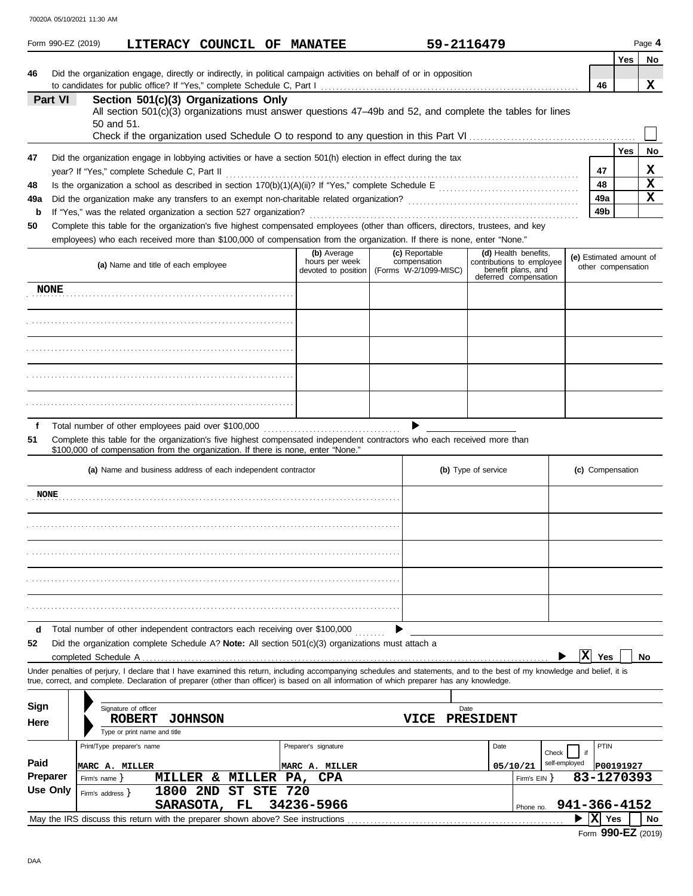Form 990-EZ (2019) **LITERACY COUNCIL OF MANATEE** **59-2116479** Page **4**

| | | | Yes | No |
|---|---|---|---|---|
| 46 | Did the organization engage, directly or indirectly, in political campaign activities on behalf of or in opposition to candidates for public office? If "Yes," complete Schedule C, Part I | 46 | | X |

## Part VI Section 501(c)(3) Organizations Only

All section 501(c)(3) organizations must answer questions 47–49b and 52, and complete the tables for lines 50 and 51.

Check if the organization used Schedule O to respond to any question in this Part VI ☐

| | | | Yes | No |
|---|---|---|---|---|
| 47 | Did the organization engage in lobbying activities or have a section 501(h) election in effect during the tax year? If "Yes," complete Schedule C, Part II | 47 | | X |
| 48 | Is the organization a school as described in section 170(b)(1)(A)(ii)? If "Yes," complete Schedule E | 48 | | X |
| 49a | Did the organization make any transfers to an exempt non-charitable related organization? | 49a | | X |
| b | If "Yes," was the related organization a section 527 organization? | 49b | | |

**50** Complete this table for the organization's five highest compensated employees (other than officers, directors, trustees, and key employees) who each received more than $100,000 of compensation from the organization. If there is none, enter "None."

| (a) Name and title of each employee | (b) Average hours per week devoted to position | (c) Reportable compensation (Forms W-2/1099-MISC) | (d) Health benefits, contributions to employee benefit plans, and deferred compensation | (e) Estimated amount of other compensation |
|---|---|---|---|---|
| NONE | | | | |
| | | | | |
| | | | | |
| | | | | |
| | | | | |

**f** Total number of other employees paid over $100,000 ▶

**51** Complete this table for the organization's five highest compensated independent contractors who each received more than $100,000 of compensation from the organization. If there is none, enter "None."

| (a) Name and business address of each independent contractor | (b) Type of service | (c) Compensation |
|---|---|---|
| NONE | | |
| | | |
| | | |
| | | |
| | | |

**d** Total number of other independent contractors each receiving over $100,000 ▶

**52** Did the organization complete Schedule A? **Note:** All section 501(c)(3) organizations must attach a completed Schedule A ▶ ☒ Yes ☐ No

Under penalties of perjury, I declare that I have examined this return, including accompanying schedules and statements, and to the best of my knowledge and belief, it is true, correct, and complete. Declaration of preparer (other than officer) is based on all information of which preparer has any knowledge.

**Sign Here**

Signature of officer | Date

**ROBERT JOHNSON** **VICE PRESIDENT**

Type or print name and title

**Paid Preparer Use Only**

| Print/Type preparer's name | Preparer's signature | Date | Check ☐ if self-employed | PTIN |
|---|---|---|---|---|
| MARC A. MILLER | MARC A. MILLER | 05/10/21 | | P00191927 |

Firm's name } **MILLER & MILLER PA, CPA** Firm's EIN } **83-1270393**

Firm's address } **1800 2ND ST STE 720 SARASOTA, FL 34236-5966** Phone no. **941-366-4152**

May the IRS discuss this return with the preparer shown above? See instructions ▶ ☒ Yes ☐ No

Form **990-EZ** (2019)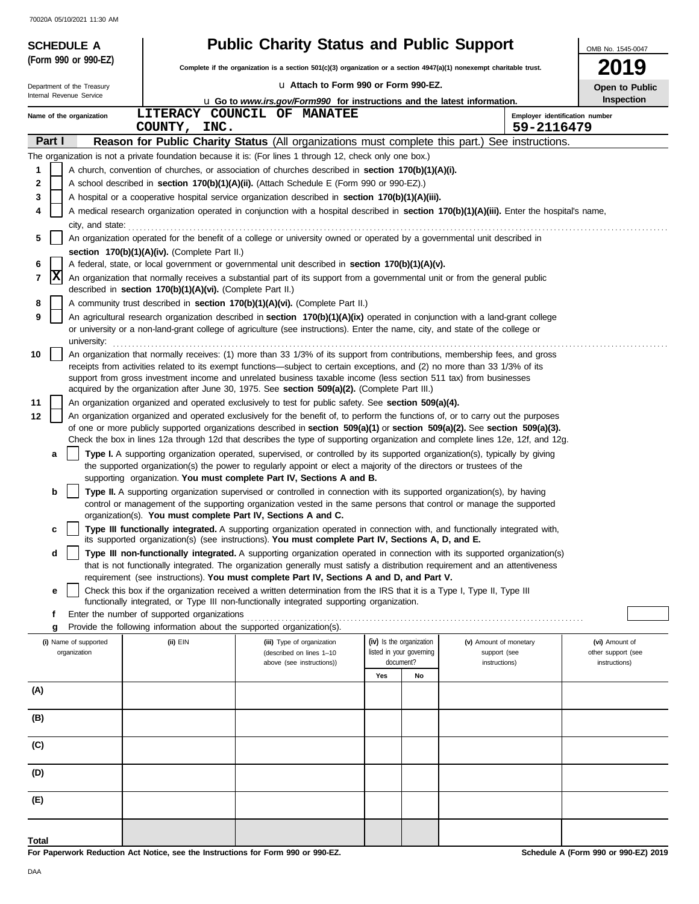70020A 05/10/2021 11:30 AM

**SCHEDULE A**
**(Form 990 or 990-EZ)**

Department of the Treasury
Internal Revenue Service

# Public Charity Status and Public Support

**Complete if the organization is a section 501(c)(3) organization or a section 4947(a)(1) nonexempt charitable trust.**

u Attach to Form 990 or Form 990-EZ.

u Go to *www.irs.gov/Form990* for instructions and the latest information.

OMB No. 1545-0047

**2019**

**Open to Public Inspection**

Name of the organization: LITERACY COUNCIL OF MANATEE COUNTY, INC.

Employer identification number: 59-2116479

**Part I** **Reason for Public Charity Status** (All organizations must complete this part.) See instructions.

The organization is not a private foundation because it is: (For lines 1 through 12, check only one box.)

1 [ ] A church, convention of churches, or association of churches described in **section 170(b)(1)(A)(i).**

2 [ ] A school described in **section 170(b)(1)(A)(ii).** (Attach Schedule E (Form 990 or 990-EZ).)

3 [ ] A hospital or a cooperative hospital service organization described in **section 170(b)(1)(A)(iii).**

4 [ ] A medical research organization operated in conjunction with a hospital described in **section 170(b)(1)(A)(iii).** Enter the hospital's name, city, and state:

5 [ ] An organization operated for the benefit of a college or university owned or operated by a governmental unit described in **section 170(b)(1)(A)(iv).** (Complete Part II.)

6 [ ] A federal, state, or local government or governmental unit described in **section 170(b)(1)(A)(v).**

7 [X] An organization that normally receives a substantial part of its support from a governmental unit or from the general public described in **section 170(b)(1)(A)(vi).** (Complete Part II.)

8 [ ] A community trust described in **section 170(b)(1)(A)(vi).** (Complete Part II.)

9 [ ] An agricultural research organization described in **section 170(b)(1)(A)(ix)** operated in conjunction with a land-grant college or university or a non-land-grant college of agriculture (see instructions). Enter the name, city, and state of the college or university:

10 [ ] An organization that normally receives: (1) more than 33 1/3% of its support from contributions, membership fees, and gross receipts from activities related to its exempt functions—subject to certain exceptions, and (2) no more than 33 1/3% of its support from gross investment income and unrelated business taxable income (less section 511 tax) from businesses acquired by the organization after June 30, 1975. See **section 509(a)(2).** (Complete Part III.)

11 [ ] An organization organized and operated exclusively to test for public safety. See **section 509(a)(4).**

12 [ ] An organization organized and operated exclusively for the benefit of, to perform the functions of, or to carry out the purposes of one or more publicly supported organizations described in **section 509(a)(1)** or **section 509(a)(2).** See **section 509(a)(3).** Check the box in lines 12a through 12d that describes the type of supporting organization and complete lines 12e, 12f, and 12g.

a [ ] **Type I.** A supporting organization operated, supervised, or controlled by its supported organization(s), typically by giving the supported organization(s) the power to regularly appoint or elect a majority of the directors or trustees of the supporting organization. **You must complete Part IV, Sections A and B.**

b [ ] **Type II.** A supporting organization supervised or controlled in connection with its supported organization(s), by having control or management of the supporting organization vested in the same persons that control or manage the supported organization(s). **You must complete Part IV, Sections A and C.**

c [ ] **Type III functionally integrated.** A supporting organization operated in connection with, and functionally integrated with, its supported organization(s) (see instructions). **You must complete Part IV, Sections A, D, and E.**

d [ ] **Type III non-functionally integrated.** A supporting organization operated in connection with its supported organization(s) that is not functionally integrated. The organization generally must satisfy a distribution requirement and an attentiveness requirement (see instructions). **You must complete Part IV, Sections A and D, and Part V.**

e [ ] Check this box if the organization received a written determination from the IRS that it is a Type I, Type II, Type III functionally integrated, or Type III non-functionally integrated supporting organization.

f Enter the number of supported organizations

g Provide the following information about the supported organization(s).

| (i) Name of supported organization | (ii) EIN | (iii) Type of organization (described on lines 1–10 above (see instructions)) | (iv) Is the organization listed in your governing document? Yes | No | (v) Amount of monetary support (see instructions) | (vi) Amount of other support (see instructions) |
|---|---|---|---|---|---|---|
| (A) | | | | | | |
| (B) | | | | | | |
| (C) | | | | | | |
| (D) | | | | | | |
| (E) | | | | | | |
| **Total** | | | | | | |

**For Paperwork Reduction Act Notice, see the Instructions for Form 990 or 990-EZ.**

**Schedule A (Form 990 or 990-EZ) 2019**

DAA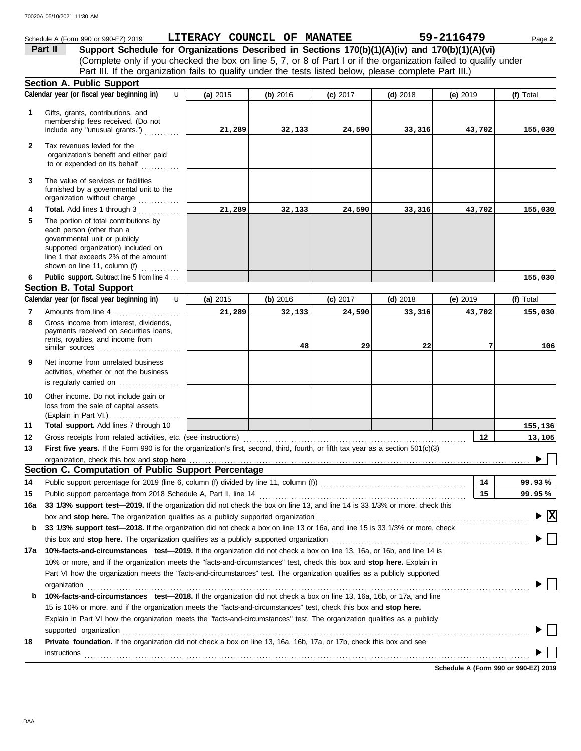Schedule A (Form 990 or 990-EZ) 2019 **LITERACY COUNCIL OF MANATEE** **59-2116479** Page **2**

**Part II** **Support Schedule for Organizations Described in Sections 170(b)(1)(A)(iv) and 170(b)(1)(A)(vi)**
(Complete only if you checked the box on line 5, 7, or 8 of Part I or if the organization failed to qualify under Part III. If the organization fails to qualify under the tests listed below, please complete Part III.)

## Section A. Public Support

| Calendar year (or fiscal year beginning in) | (a) 2015 | (b) 2016 | (c) 2017 | (d) 2018 | (e) 2019 | (f) Total |
|---|---|---|---|---|---|---|
| **1** Gifts, grants, contributions, and membership fees received. (Do not include any "unusual grants.") | 21,289 | 32,133 | 24,590 | 33,316 | 43,702 | 155,030 |
| **2** Tax revenues levied for the organization's benefit and either paid to or expended on its behalf | | | | | | |
| **3** The value of services or facilities furnished by a governmental unit to the organization without charge | | | | | | |
| **4** **Total.** Add lines 1 through 3 | 21,289 | 32,133 | 24,590 | 33,316 | 43,702 | 155,030 |
| **5** The portion of total contributions by each person (other than a governmental unit or publicly supported organization) included on line 1 that exceeds 2% of the amount shown on line 11, column (f) | | | | | | |
| **6** **Public support.** Subtract line 5 from line 4 | | | | | | 155,030 |

## Section B. Total Support

| Calendar year (or fiscal year beginning in) | (a) 2015 | (b) 2016 | (c) 2017 | (d) 2018 | (e) 2019 | (f) Total |
|---|---|---|---|---|---|---|
| **7** Amounts from line 4 | 21,289 | 32,133 | 24,590 | 33,316 | 43,702 | 155,030 |
| **8** Gross income from interest, dividends, payments received on securities loans, rents, royalties, and income from similar sources | | 48 | 29 | 22 | 7 | 106 |
| **9** Net income from unrelated business activities, whether or not the business is regularly carried on | | | | | | |
| **10** Other income. Do not include gain or loss from the sale of capital assets (Explain in Part VI.) | | | | | | |
| **11** **Total support.** Add lines 7 through 10 | | | | | | 155,136 |

**12** Gross receipts from related activities, etc. (see instructions) — **12** — 13,105

**13** **First five years.** If the Form 990 is for the organization's first, second, third, fourth, or fifth tax year as a section 501(c)(3) organization, check this box and **stop here** ☐

## Section C. Computation of Public Support Percentage

**14** Public support percentage for 2019 (line 6, column (f) divided by line 11, column (f)) — **14** — 99.93 %

**15** Public support percentage from 2018 Schedule A, Part II, line 14 — **15** — 99.95 %

**16a** **33 1/3% support test—2019.** If the organization did not check the box on line 13, and line 14 is 33 1/3% or more, check this box and **stop here.** The organization qualifies as a publicly supported organization ☒

**b** **33 1/3% support test—2018.** If the organization did not check a box on line 13 or 16a, and line 15 is 33 1/3% or more, check this box and **stop here.** The organization qualifies as a publicly supported organization ☐

**17a** **10%-facts-and-circumstances test—2019.** If the organization did not check a box on line 13, 16a, or 16b, and line 14 is 10% or more, and if the organization meets the "facts-and-circumstances" test, check this box and **stop here.** Explain in Part VI how the organization meets the "facts-and-circumstances" test. The organization qualifies as a publicly supported organization ☐

**b** **10%-facts-and-circumstances test—2018.** If the organization did not check a box on line 13, 16a, 16b, or 17a, and line 15 is 10% or more, and if the organization meets the "facts-and-circumstances" test, check this box and **stop here.** Explain in Part VI how the organization meets the "facts-and-circumstances" test. The organization qualifies as a publicly supported organization ☐

**18** **Private foundation.** If the organization did not check a box on line 13, 16a, 16b, 17a, or 17b, check this box and see instructions ☐

**Schedule A (Form 990 or 990-EZ) 2019**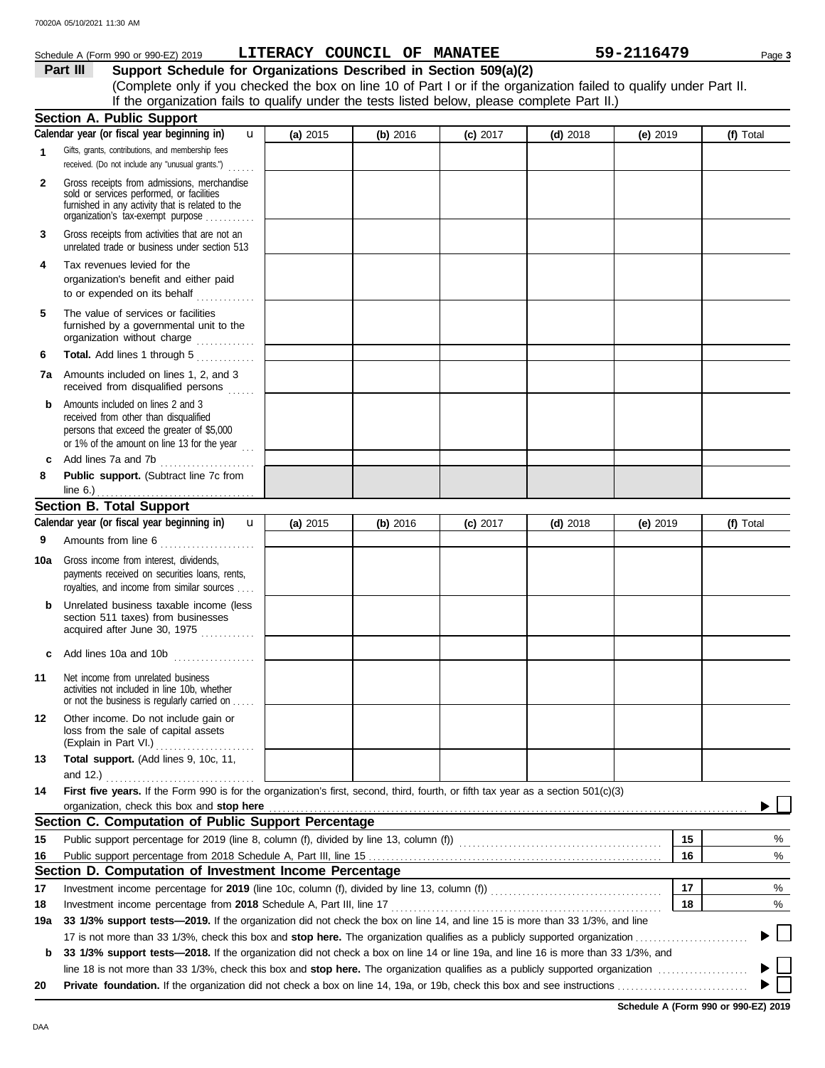Schedule A (Form 990 or 990-EZ) 2019 **LITERACY COUNCIL OF MANATEE** **59-2116479**

## Part III Support Schedule for Organizations Described in Section 509(a)(2)

(Complete only if you checked the box on line 10 of Part I or if the organization failed to qualify under Part II. If the organization fails to qualify under the tests listed below, please complete Part II.)

### Section A. Public Support

| Calendar year (or fiscal year beginning in) | (a) 2015 | (b) 2016 | (c) 2017 | (d) 2018 | (e) 2019 | (f) Total |
|---|---|---|---|---|---|---|
| **1** Gifts, grants, contributions, and membership fees received. (Do not include any "unusual grants.") | | | | | | |
| **2** Gross receipts from admissions, merchandise sold or services performed, or facilities furnished in any activity that is related to the organization's tax-exempt purpose | | | | | | |
| **3** Gross receipts from activities that are not an unrelated trade or business under section 513 | | | | | | |
| **4** Tax revenues levied for the organization's benefit and either paid to or expended on its behalf | | | | | | |
| **5** The value of services or facilities furnished by a governmental unit to the organization without charge | | | | | | |
| **6** **Total.** Add lines 1 through 5 | | | | | | |
| **7a** Amounts included on lines 1, 2, and 3 received from disqualified persons | | | | | | |
| **b** Amounts included on lines 2 and 3 received from other than disqualified persons that exceed the greater of $5,000 or 1% of the amount on line 13 for the year | | | | | | |
| **c** Add lines 7a and 7b | | | | | | |
| **8** **Public support.** (Subtract line 7c from line 6.) | | | | | | |

### Section B. Total Support

| Calendar year (or fiscal year beginning in) | (a) 2015 | (b) 2016 | (c) 2017 | (d) 2018 | (e) 2019 | (f) Total |
|---|---|---|---|---|---|---|
| **9** Amounts from line 6 | | | | | | |
| **10a** Gross income from interest, dividends, payments received on securities loans, rents, royalties, and income from similar sources | | | | | | |
| **b** Unrelated business taxable income (less section 511 taxes) from businesses acquired after June 30, 1975 | | | | | | |
| **c** Add lines 10a and 10b | | | | | | |
| **11** Net income from unrelated business activities not included in line 10b, whether or not the business is regularly carried on | | | | | | |
| **12** Other income. Do not include gain or loss from the sale of capital assets (Explain in Part VI.) | | | | | | |
| **13** **Total support.** (Add lines 9, 10c, 11, and 12.) | | | | | | |

**14** **First five years.** If the Form 990 is for the organization's first, second, third, fourth, or fifth tax year as a section 501(c)(3) organization, check this box and **stop here** ▶ ☐

### Section C. Computation of Public Support Percentage

| | | | |
|---|---|---|---|
| **15** | Public support percentage for 2019 (line 8, column (f), divided by line 13, column (f)) | **15** | % |
| **16** | Public support percentage from 2018 Schedule A, Part III, line 15 | **16** | % |

### Section D. Computation of Investment Income Percentage

| | | | |
|---|---|---|---|
| **17** | Investment income percentage for **2019** (line 10c, column (f), divided by line 13, column (f)) | **17** | % |
| **18** | Investment income percentage from **2018** Schedule A, Part III, line 17 | **18** | % |

**19a** **33 1/3% support tests—2019.** If the organization did not check the box on line 14, and line 15 is more than 33 1/3%, and line 17 is not more than 33 1/3%, check this box and **stop here.** The organization qualifies as a publicly supported organization ▶ ☐

**b** **33 1/3% support tests—2018.** If the organization did not check a box on line 14 or line 19a, and line 16 is more than 33 1/3%, and line 18 is not more than 33 1/3%, check this box and **stop here.** The organization qualifies as a publicly supported organization ▶ ☐

**20** **Private foundation.** If the organization did not check a box on line 14, 19a, or 19b, check this box and see instructions ▶ ☐

**Schedule A (Form 990 or 990-EZ) 2019**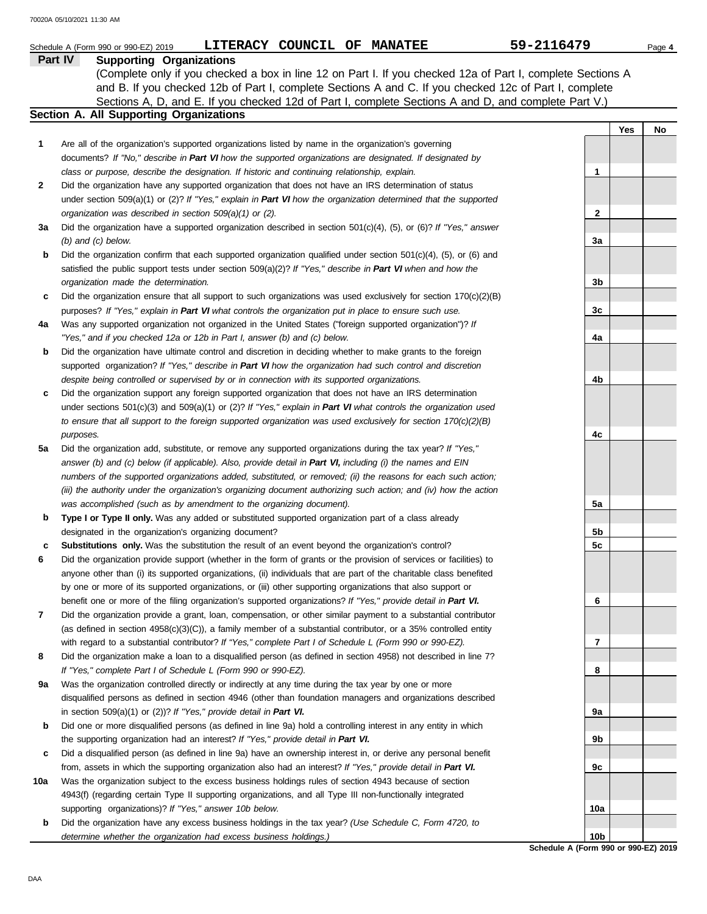Schedule A (Form 990 or 990-EZ) 2019 **LITERACY COUNCIL OF MANATEE** **59-2116479** Page **4**

## Part IV Supporting Organizations

(Complete only if you checked a box in line 12 on Part I. If you checked 12a of Part I, complete Sections A and B. If you checked 12b of Part I, complete Sections A and C. If you checked 12c of Part I, complete Sections A, D, and E. If you checked 12d of Part I, complete Sections A and D, and complete Part V.)

### Section A. All Supporting Organizations

| | | | Yes | No |
|---|---|---|---|---|
| **1** | Are all of the organization's supported organizations listed by name in the organization's governing documents? *If "No," describe in **Part VI** how the supported organizations are designated. If designated by class or purpose, describe the designation. If historic and continuing relationship, explain.* | 1 | | |
| **2** | Did the organization have any supported organization that does not have an IRS determination of status under section 509(a)(1) or (2)? *If "Yes," explain in **Part VI** how the organization determined that the supported organization was described in section 509(a)(1) or (2).* | 2 | | |
| **3a** | Did the organization have a supported organization described in section 501(c)(4), (5), or (6)? *If "Yes," answer (b) and (c) below.* | 3a | | |
| **b** | Did the organization confirm that each supported organization qualified under section 501(c)(4), (5), or (6) and satisfied the public support tests under section 509(a)(2)? *If "Yes," describe in **Part VI** when and how the organization made the determination.* | 3b | | |
| **c** | Did the organization ensure that all support to such organizations was used exclusively for section 170(c)(2)(B) purposes? *If "Yes," explain in **Part VI** what controls the organization put in place to ensure such use.* | 3c | | |
| **4a** | Was any supported organization not organized in the United States ("foreign supported organization")? *If "Yes," and if you checked 12a or 12b in Part I, answer (b) and (c) below.* | 4a | | |
| **b** | Did the organization have ultimate control and discretion in deciding whether to make grants to the foreign supported organization? *If "Yes," describe in **Part VI** how the organization had such control and discretion despite being controlled or supervised by or in connection with its supported organizations.* | 4b | | |
| **c** | Did the organization support any foreign supported organization that does not have an IRS determination under sections 501(c)(3) and 509(a)(1) or (2)? *If "Yes," explain in **Part VI** what controls the organization used to ensure that all support to the foreign supported organization was used exclusively for section 170(c)(2)(B) purposes.* | 4c | | |
| **5a** | Did the organization add, substitute, or remove any supported organizations during the tax year? *If "Yes," answer (b) and (c) below (if applicable). Also, provide detail in **Part VI,** including (i) the names and EIN numbers of the supported organizations added, substituted, or removed; (ii) the reasons for each such action; (iii) the authority under the organization's organizing document authorizing such action; and (iv) how the action was accomplished (such as by amendment to the organizing document).* | 5a | | |
| **b** | **Type I or Type II only.** Was any added or substituted supported organization part of a class already designated in the organization's organizing document? | 5b | | |
| **c** | **Substitutions only.** Was the substitution the result of an event beyond the organization's control? | 5c | | |
| **6** | Did the organization provide support (whether in the form of grants or the provision of services or facilities) to anyone other than (i) its supported organizations, (ii) individuals that are part of the charitable class benefited by one or more of its supported organizations, or (iii) other supporting organizations that also support or benefit one or more of the filing organization's supported organizations? *If "Yes," provide detail in **Part VI.*** | 6 | | |
| **7** | Did the organization provide a grant, loan, compensation, or other similar payment to a substantial contributor (as defined in section 4958(c)(3)(C)), a family member of a substantial contributor, or a 35% controlled entity with regard to a substantial contributor? *If "Yes," complete Part I of Schedule L (Form 990 or 990-EZ).* | 7 | | |
| **8** | Did the organization make a loan to a disqualified person (as defined in section 4958) not described in line 7? *If "Yes," complete Part I of Schedule L (Form 990 or 990-EZ).* | 8 | | |
| **9a** | Was the organization controlled directly or indirectly at any time during the tax year by one or more disqualified persons as defined in section 4946 (other than foundation managers and organizations described in section 509(a)(1) or (2))? *If "Yes," provide detail in **Part VI.*** | 9a | | |
| **b** | Did one or more disqualified persons (as defined in line 9a) hold a controlling interest in any entity in which the supporting organization had an interest? *If "Yes," provide detail in **Part VI.*** | 9b | | |
| **c** | Did a disqualified person (as defined in line 9a) have an ownership interest in, or derive any personal benefit from, assets in which the supporting organization also had an interest? *If "Yes," provide detail in **Part VI.*** | 9c | | |
| **10a** | Was the organization subject to the excess business holdings rules of section 4943 because of section 4943(f) (regarding certain Type II supporting organizations, and all Type III non-functionally integrated supporting organizations)? *If "Yes," answer 10b below.* | 10a | | |
| **b** | Did the organization have any excess business holdings in the tax year? *(Use Schedule C, Form 4720, to determine whether the organization had excess business holdings.)* | 10b | | |

**Schedule A (Form 990 or 990-EZ) 2019**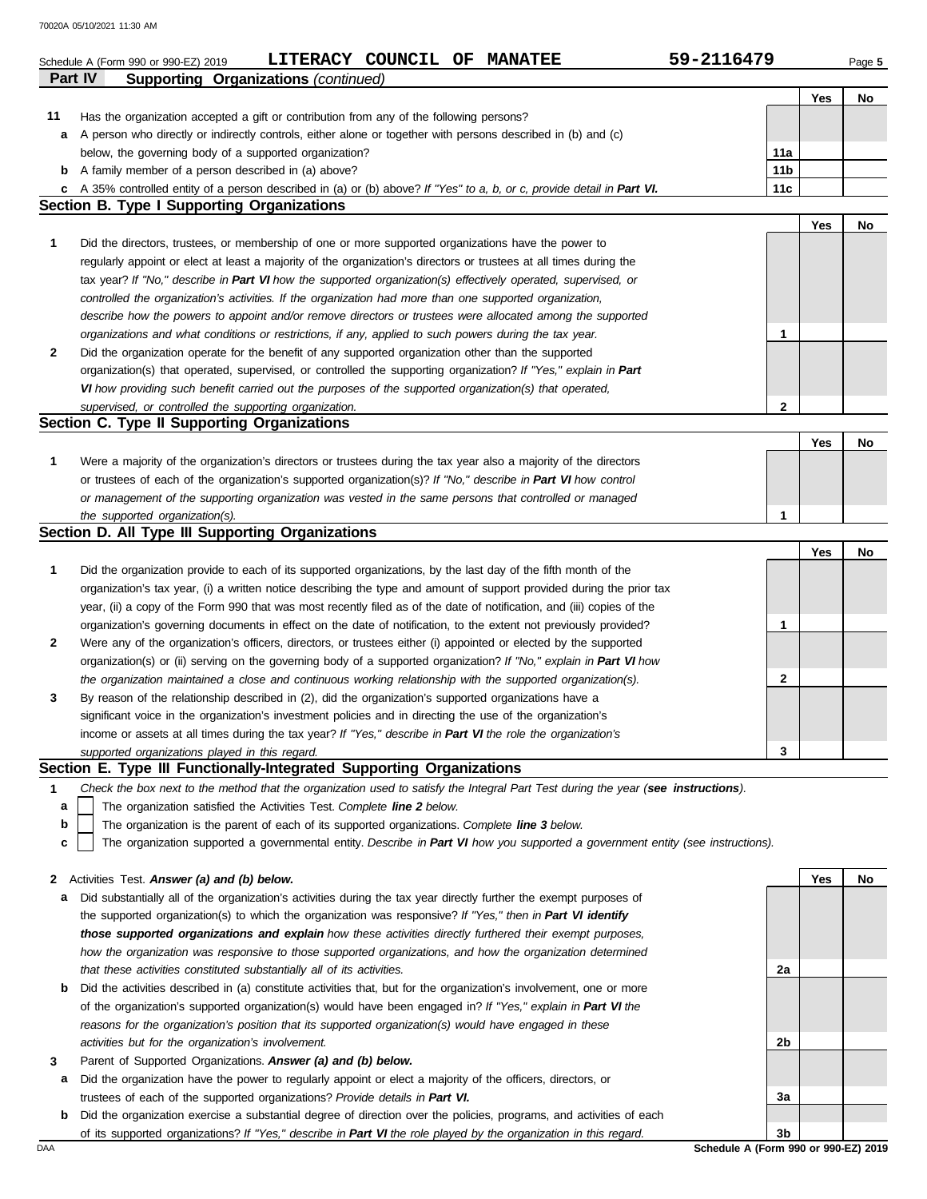Schedule A (Form 990 or 990-EZ) 2019 **LITERACY COUNCIL OF MANATEE** **59-2116479**

## Part IV Supporting Organizations *(continued)*

| | | | Yes | No |
|---|---|---|---|---|
| **11** | Has the organization accepted a gift or contribution from any of the following persons? | | | |
| **a** | A person who directly or indirectly controls, either alone or together with persons described in (b) and (c) below, the governing body of a supported organization? | 11a | | |
| **b** | A family member of a person described in (a) above? | 11b | | |
| **c** | A 35% controlled entity of a person described in (a) or (b) above? *If "Yes" to a, b, or c, provide detail in **Part VI.*** | 11c | | |

### Section B. Type I Supporting Organizations

| | | | Yes | No |
|---|---|---|---|---|
| **1** | Did the directors, trustees, or membership of one or more supported organizations have the power to regularly appoint or elect at least a majority of the organization's directors or trustees at all times during the tax year? *If "No," describe in **Part VI** how the supported organization(s) effectively operated, supervised, or controlled the organization's activities. If the organization had more than one supported organization, describe how the powers to appoint and/or remove directors or trustees were allocated among the supported organizations and what conditions or restrictions, if any, applied to such powers during the tax year.* | 1 | | |
| **2** | Did the organization operate for the benefit of any supported organization other than the supported organization(s) that operated, supervised, or controlled the supporting organization? *If "Yes," explain in **Part VI** how providing such benefit carried out the purposes of the supported organization(s) that operated, supervised, or controlled the supporting organization.* | 2 | | |

### Section C. Type II Supporting Organizations

| | | | Yes | No |
|---|---|---|---|---|
| **1** | Were a majority of the organization's directors or trustees during the tax year also a majority of the directors or trustees of each of the organization's supported organization(s)? *If "No," describe in **Part VI** how control or management of the supporting organization was vested in the same persons that controlled or managed the supported organization(s).* | 1 | | |

### Section D. All Type III Supporting Organizations

| | | | Yes | No |
|---|---|---|---|---|
| **1** | Did the organization provide to each of its supported organizations, by the last day of the fifth month of the organization's tax year, (i) a written notice describing the type and amount of support provided during the prior tax year, (ii) a copy of the Form 990 that was most recently filed as of the date of notification, and (iii) copies of the organization's governing documents in effect on the date of notification, to the extent not previously provided? | 1 | | |
| **2** | Were any of the organization's officers, directors, or trustees either (i) appointed or elected by the supported organization(s) or (ii) serving on the governing body of a supported organization? *If "No," explain in **Part VI** how the organization maintained a close and continuous working relationship with the supported organization(s).* | 2 | | |
| **3** | By reason of the relationship described in (2), did the organization's supported organizations have a significant voice in the organization's investment policies and in directing the use of the organization's income or assets at all times during the tax year? *If "Yes," describe in **Part VI** the role the organization's supported organizations played in this regard.* | 3 | | |

### Section E. Type III Functionally-Integrated Supporting Organizations

**1** *Check the box next to the method that the organization used to satisfy the Integral Part Test during the year (**see instructions**).*

- **a** ☐ The organization satisfied the Activities Test. *Complete **line 2** below.*
- **b** ☐ The organization is the parent of each of its supported organizations. *Complete **line 3** below.*
- **c** ☐ The organization supported a governmental entity. *Describe in **Part VI** how you supported a government entity (see instructions).*

| | | | Yes | No |
|---|---|---|---|---|
| **2** | Activities Test. ***Answer (a) and (b) below.*** | | | |
| **a** | Did substantially all of the organization's activities during the tax year directly further the exempt purposes of the supported organization(s) to which the organization was responsive? *If "Yes," then in **Part VI identify those supported organizations and explain** how these activities directly furthered their exempt purposes, how the organization was responsive to those supported organizations, and how the organization determined that these activities constituted substantially all of its activities.* | 2a | | |
| **b** | Did the activities described in (a) constitute activities that, but for the organization's involvement, one or more of the organization's supported organization(s) would have been engaged in? *If "Yes," explain in **Part VI** the reasons for the organization's position that its supported organization(s) would have engaged in these activities but for the organization's involvement.* | 2b | | |
| **3** | Parent of Supported Organizations. ***Answer (a) and (b) below.*** | | | |
| **a** | Did the organization have the power to regularly appoint or elect a majority of the officers, directors, or trustees of each of the supported organizations? *Provide details in **Part VI.*** | 3a | | |
| **b** | Did the organization exercise a substantial degree of direction over the policies, programs, and activities of each of its supported organizations? *If "Yes," describe in **Part VI** the role played by the organization in this regard.* | 3b | | |

**Schedule A (Form 990 or 990-EZ) 2019**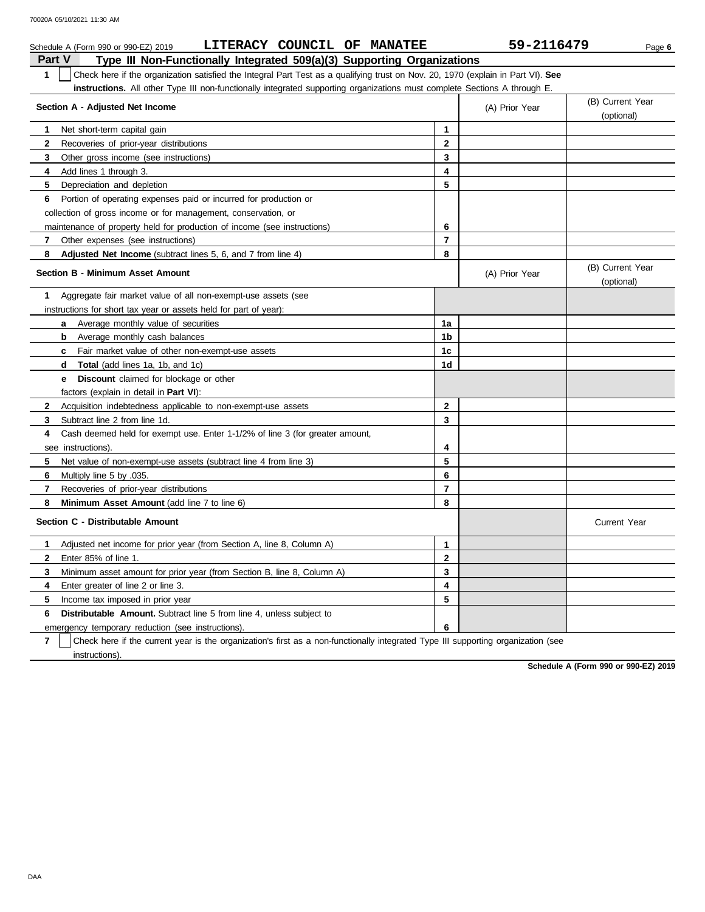Schedule A (Form 990 or 990-EZ) 2019 **LITERACY COUNCIL OF MANATEE** **59-2116479**

## Part V Type III Non-Functionally Integrated 509(a)(3) Supporting Organizations

**1** ☐ Check here if the organization satisfied the Integral Part Test as a qualifying trust on Nov. 20, 1970 (explain in Part VI). **See instructions.** All other Type III non-functionally integrated supporting organizations must complete Sections A through E.

| Section A - Adjusted Net Income | | (A) Prior Year | (B) Current Year (optional) |
|---|---|---|---|
| **1** Net short-term capital gain | 1 | | |
| **2** Recoveries of prior-year distributions | 2 | | |
| **3** Other gross income (see instructions) | 3 | | |
| **4** Add lines 1 through 3. | 4 | | |
| **5** Depreciation and depletion | 5 | | |
| **6** Portion of operating expenses paid or incurred for production or collection of gross income or for management, conservation, or maintenance of property held for production of income (see instructions) | 6 | | |
| **7** Other expenses (see instructions) | 7 | | |
| **8** **Adjusted Net Income** (subtract lines 5, 6, and 7 from line 4) | 8 | | |

| Section B - Minimum Asset Amount | | (A) Prior Year | (B) Current Year (optional) |
|---|---|---|---|
| **1** Aggregate fair market value of all non-exempt-use assets (see instructions for short tax year or assets held for part of year): | | | |
| **a** Average monthly value of securities | 1a | | |
| **b** Average monthly cash balances | 1b | | |
| **c** Fair market value of other non-exempt-use assets | 1c | | |
| **d** **Total** (add lines 1a, 1b, and 1c) | 1d | | |
| **e** **Discount** claimed for blockage or other factors (explain in detail in **Part VI**): | | | |
| **2** Acquisition indebtedness applicable to non-exempt-use assets | 2 | | |
| **3** Subtract line 2 from line 1d. | 3 | | |
| **4** Cash deemed held for exempt use. Enter 1-1/2% of line 3 (for greater amount, see instructions). | 4 | | |
| **5** Net value of non-exempt-use assets (subtract line 4 from line 3) | 5 | | |
| **6** Multiply line 5 by .035. | 6 | | |
| **7** Recoveries of prior-year distributions | 7 | | |
| **8** **Minimum Asset Amount** (add line 7 to line 6) | 8 | | |

| Section C - Distributable Amount | | | Current Year |
|---|---|---|---|
| **1** Adjusted net income for prior year (from Section A, line 8, Column A) | 1 | | |
| **2** Enter 85% of line 1. | 2 | | |
| **3** Minimum asset amount for prior year (from Section B, line 8, Column A) | 3 | | |
| **4** Enter greater of line 2 or line 3. | 4 | | |
| **5** Income tax imposed in prior year | 5 | | |
| **6** **Distributable Amount.** Subtract line 5 from line 4, unless subject to emergency temporary reduction (see instructions). | 6 | | |

**7** ☐ Check here if the current year is the organization's first as a non-functionally integrated Type III supporting organization (see instructions).

**Schedule A (Form 990 or 990-EZ) 2019**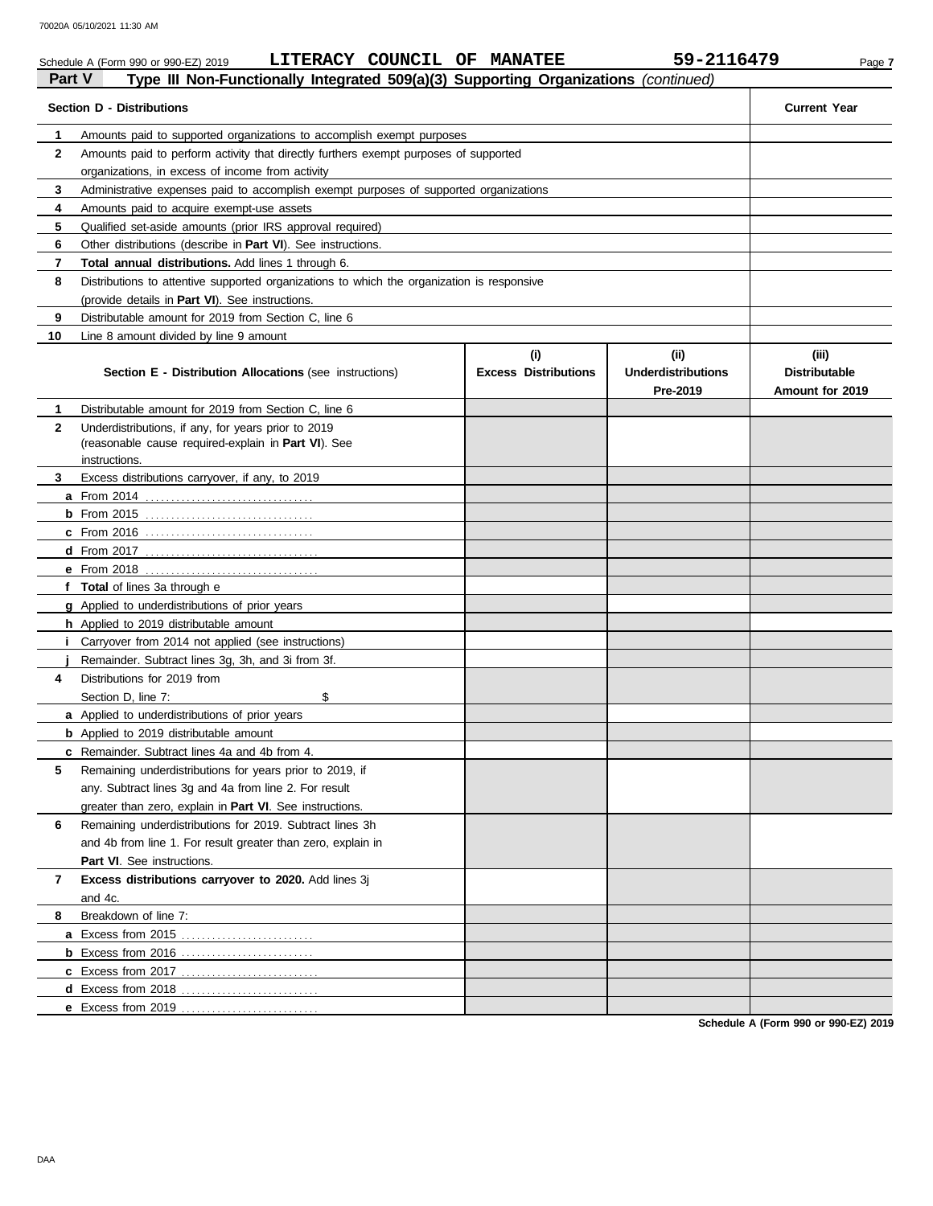Schedule A (Form 990 or 990-EZ) 2019 LITERACY COUNCIL OF MANATEE 59-2116479

## Part V Type III Non-Functionally Integrated 509(a)(3) Supporting Organizations *(continued)*

| | Section D - Distributions | Current Year |
|---|---|---|
| 1 | Amounts paid to supported organizations to accomplish exempt purposes | |
| 2 | Amounts paid to perform activity that directly furthers exempt purposes of supported organizations, in excess of income from activity | |
| 3 | Administrative expenses paid to accomplish exempt purposes of supported organizations | |
| 4 | Amounts paid to acquire exempt-use assets | |
| 5 | Qualified set-aside amounts (prior IRS approval required) | |
| 6 | Other distributions (describe in **Part VI**). See instructions. | |
| 7 | **Total annual distributions.** Add lines 1 through 6. | |
| 8 | Distributions to attentive supported organizations to which the organization is responsive (provide details in **Part VI**). See instructions. | |
| 9 | Distributable amount for 2019 from Section C, line 6 | |
| 10 | Line 8 amount divided by line 9 amount | |

| | **Section E - Distribution Allocations** (see instructions) | (i) Excess Distributions | (ii) Underdistributions Pre-2019 | (iii) Distributable Amount for 2019 |
|---|---|---|---|---|
| 1 | Distributable amount for 2019 from Section C, line 6 | | | |
| 2 | Underdistributions, if any, for years prior to 2019 (reasonable cause required-explain in **Part VI**). See instructions. | | | |
| 3 | Excess distributions carryover, if any, to 2019 | | | |
| a | From 2014 | | | |
| b | From 2015 | | | |
| c | From 2016 | | | |
| d | From 2017 | | | |
| e | From 2018 | | | |
| f | **Total** of lines 3a through e | | | |
| g | Applied to underdistributions of prior years | | | |
| h | Applied to 2019 distributable amount | | | |
| i | Carryover from 2014 not applied (see instructions) | | | |
| j | Remainder. Subtract lines 3g, 3h, and 3i from 3f. | | | |
| 4 | Distributions for 2019 from Section D, line 7: $ | | | |
| a | Applied to underdistributions of prior years | | | |
| b | Applied to 2019 distributable amount | | | |
| c | Remainder. Subtract lines 4a and 4b from 4. | | | |
| 5 | Remaining underdistributions for years prior to 2019, if any. Subtract lines 3g and 4a from line 2. For result greater than zero, explain in **Part VI**. See instructions. | | | |
| 6 | Remaining underdistributions for 2019. Subtract lines 3h and 4b from line 1. For result greater than zero, explain in **Part VI**. See instructions. | | | |
| 7 | **Excess distributions carryover to 2020.** Add lines 3j and 4c. | | | |
| 8 | Breakdown of line 7: | | | |
| a | Excess from 2015 | | | |
| b | Excess from 2016 | | | |
| c | Excess from 2017 | | | |
| d | Excess from 2018 | | | |
| e | Excess from 2019 | | | |

Schedule A (Form 990 or 990-EZ) 2019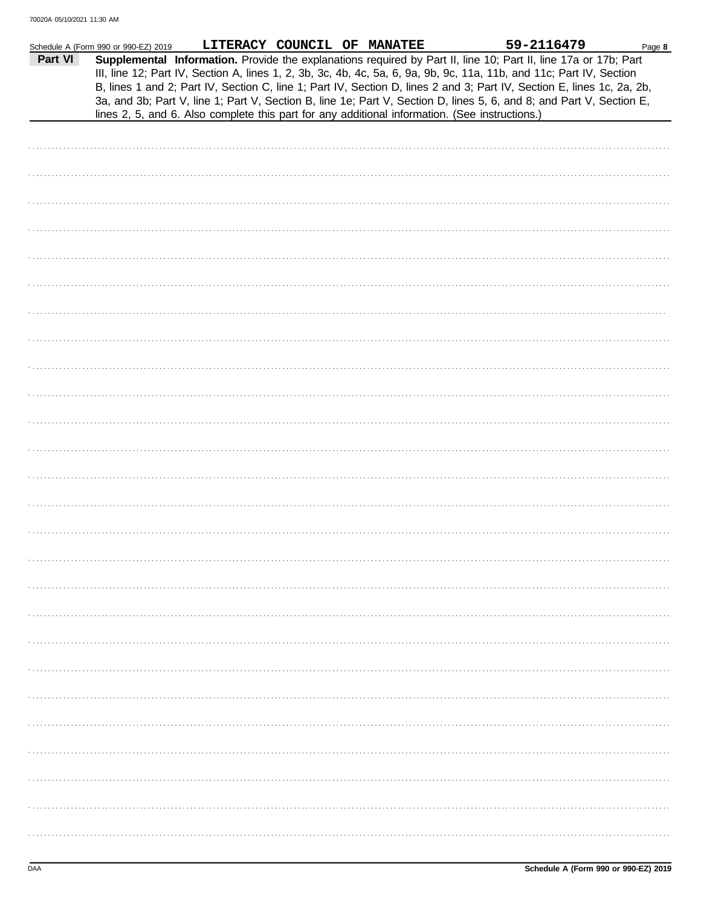Schedule A (Form 990 or 990-EZ) 2019 LITERACY COUNCIL OF MANATEE 59-2116479

**Part VI** **Supplemental Information.** Provide the explanations required by Part II, line 10; Part II, line 17a or 17b; Part III, line 12; Part IV, Section A, lines 1, 2, 3b, 3c, 4b, 4c, 5a, 6, 9a, 9b, 9c, 11a, 11b, and 11c; Part IV, Section B, lines 1 and 2; Part IV, Section C, line 1; Part IV, Section D, lines 2 and 3; Part IV, Section E, lines 1c, 2a, 2b, 3a, and 3b; Part V, line 1; Part V, Section B, line 1e; Part V, Section D, lines 5, 6, and 8; and Part V, Section E, lines 2, 5, and 6. Also complete this part for any additional information. (See instructions.)

**Schedule A (Form 990 or 990-EZ) 2019**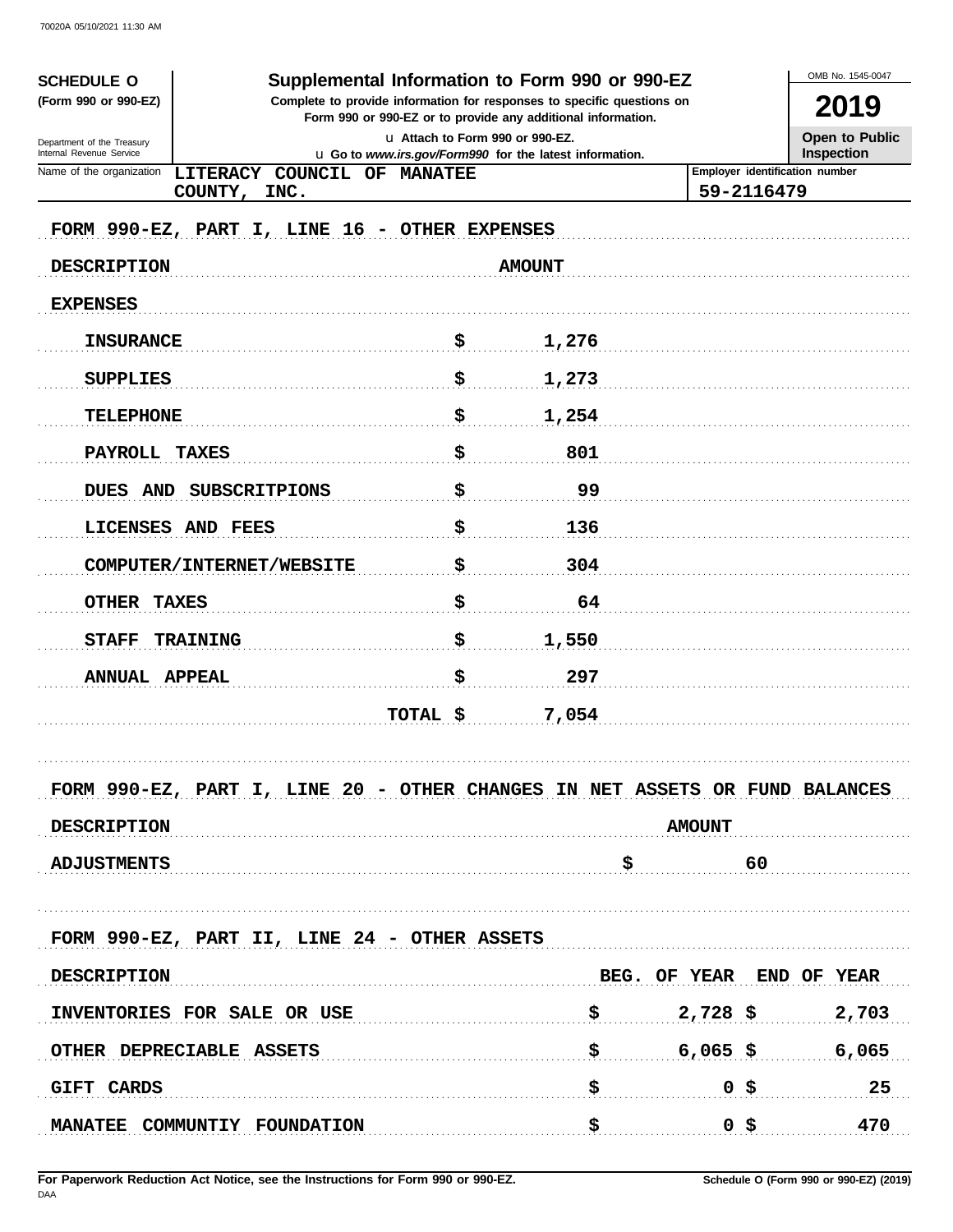**SCHEDULE O** (Form 990 or 990-EZ)

Department of the Treasury
Internal Revenue Service

# Supplemental Information to Form 990 or 990-EZ

**Complete to provide information for responses to specific questions on Form 990 or 990-EZ or to provide any additional information.**

u Attach to Form 990 or 990-EZ.
u Go to *www.irs.gov/Form990* for the latest information.

OMB No. 1545-0047

**2019**

**Open to Public Inspection**

Name of the organization: LITERACY COUNCIL OF MANATEE COUNTY, INC.

Employer identification number: 59-2116479

## FORM 990-EZ, PART I, LINE 16 - OTHER EXPENSES

| DESCRIPTION | AMOUNT |
|---|---|
| EXPENSES | |
| INSURANCE | $ 1,276 |
| SUPPLIES | $ 1,273 |
| TELEPHONE | $ 1,254 |
| PAYROLL TAXES | $ 801 |
| DUES AND SUBSCRITPIONS | $ 99 |
| LICENSES AND FEES | $ 136 |
| COMPUTER/INTERNET/WEBSITE | $ 304 |
| OTHER TAXES | $ 64 |
| STAFF TRAINING | $ 1,550 |
| ANNUAL APPEAL | $ 297 |
| TOTAL | $ 7,054 |

## FORM 990-EZ, PART I, LINE 20 - OTHER CHANGES IN NET ASSETS OR FUND BALANCES

| DESCRIPTION | AMOUNT |
|---|---|
| ADJUSTMENTS | $ 60 |

## FORM 990-EZ, PART II, LINE 24 - OTHER ASSETS

| DESCRIPTION | BEG. OF YEAR | END OF YEAR |
|---|---|---|
| INVENTORIES FOR SALE OR USE | $ 2,728 | $ 2,703 |
| OTHER DEPRECIABLE ASSETS | $ 6,065 | $ 6,065 |
| GIFT CARDS | $ 0 | $ 25 |
| MANATEE COMMUNTIY FOUNDATION | $ 0 | $ 470 |

**For Paperwork Reduction Act Notice, see the Instructions for Form 990 or 990-EZ.** **Schedule O (Form 990 or 990-EZ) (2019)**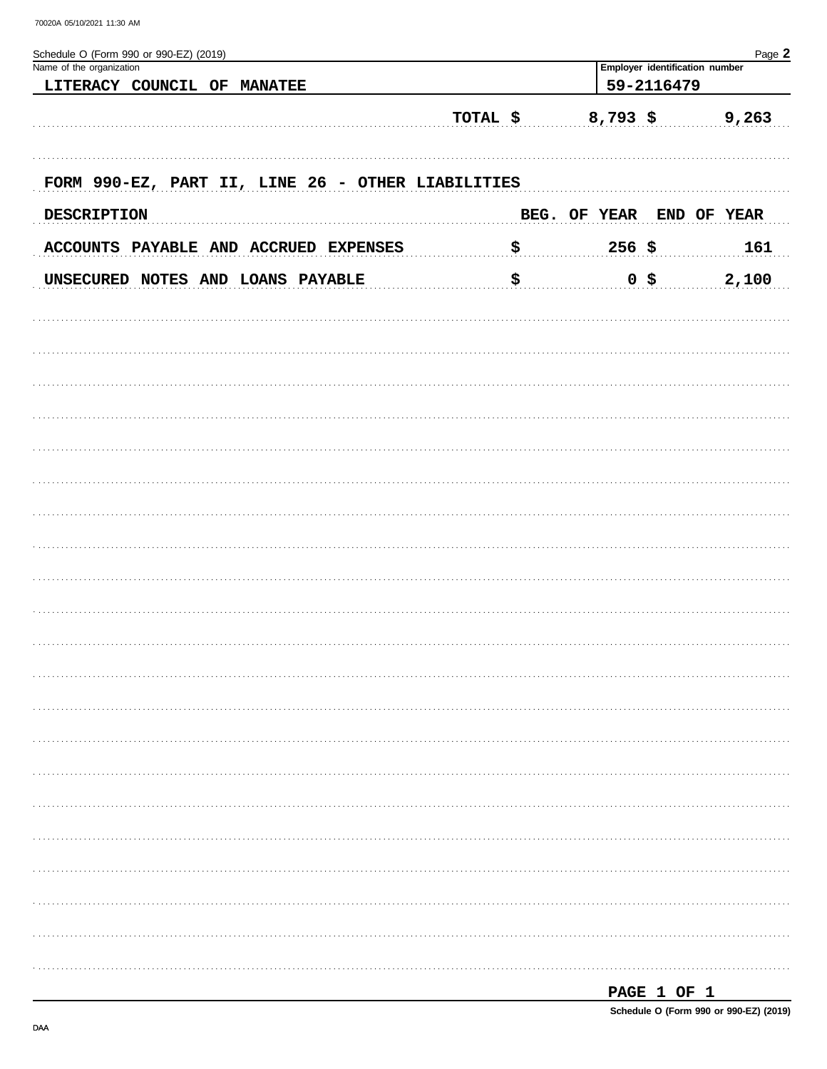Schedule O (Form 990 or 990-EZ) (2019)

| Name of the organization | Employer identification number |
|---|---|
| LITERACY COUNCIL OF MANATEE | 59-2116479 |

| | | | |
|---|---|---|---|
| | TOTAL $ | 8,793 $ | 9,263 |

FORM 990-EZ, PART II, LINE 26 - OTHER LIABILITIES

| DESCRIPTION | | BEG. OF YEAR | END OF YEAR |
|---|---|---|---|
| ACCOUNTS PAYABLE AND ACCRUED EXPENSES | $ | 256 $ | 161 |
| UNSECURED NOTES AND LOANS PAYABLE | $ | 0 $ | 2,100 |

Schedule O (Form 990 or 990-EZ) (2019)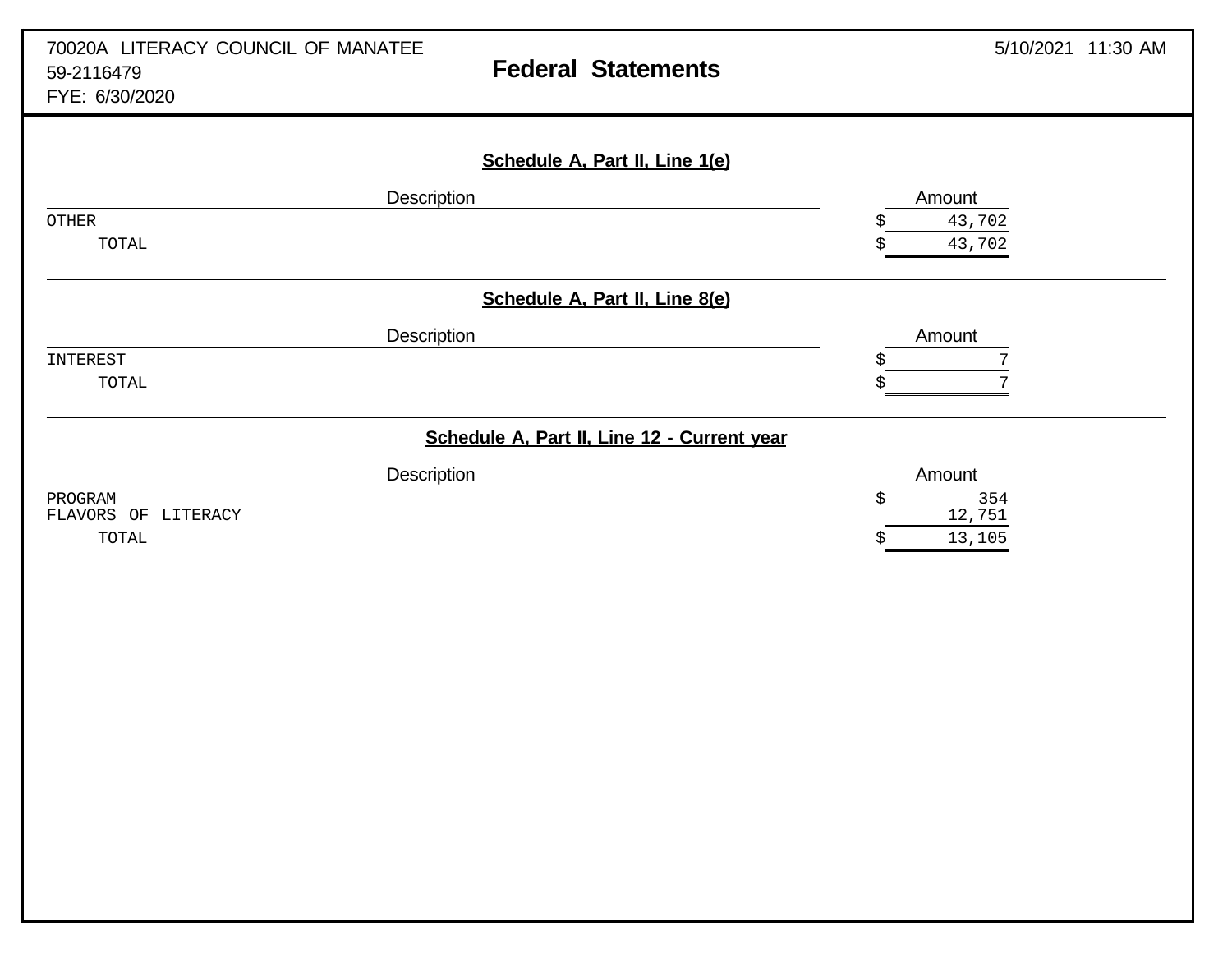70020A LITERACY COUNCIL OF MANATEE
59-2116479
FYE: 6/30/2020

# Federal Statements

5/10/2021 11:30 AM

## Schedule A, Part II, Line 1(e)

| Description | Amount |
|---|---|
| OTHER | $ 43,702 |
| TOTAL | $ 43,702 |

## Schedule A, Part II, Line 8(e)

| Description | Amount |
|---|---|
| INTEREST | $ 7 |
| TOTAL | $ 7 |

## Schedule A, Part II, Line 12 - Current year

| Description | Amount |
|---|---|
| PROGRAM | $ 354 |
| FLAVORS OF LITERACY | 12,751 |
| TOTAL | $ 13,105 |